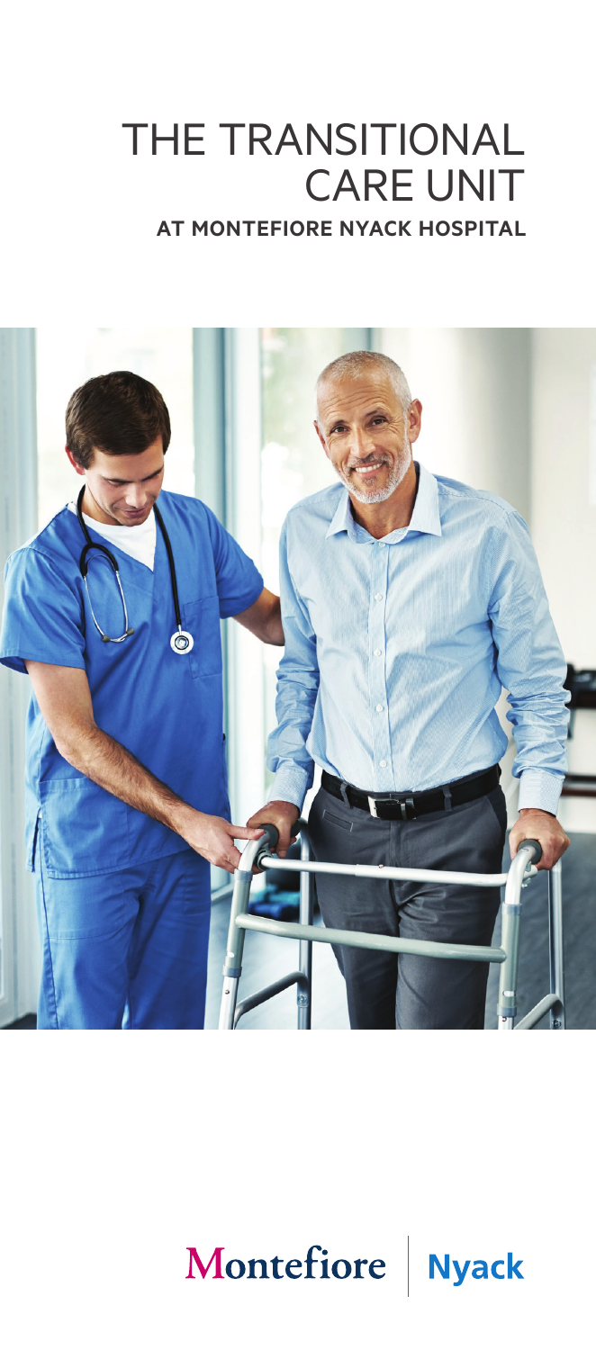# THE TRANSITIONAL CARE UNIT

**AT MONTEFIORE NYACK HOSPITAL**

Montefiore | Nyack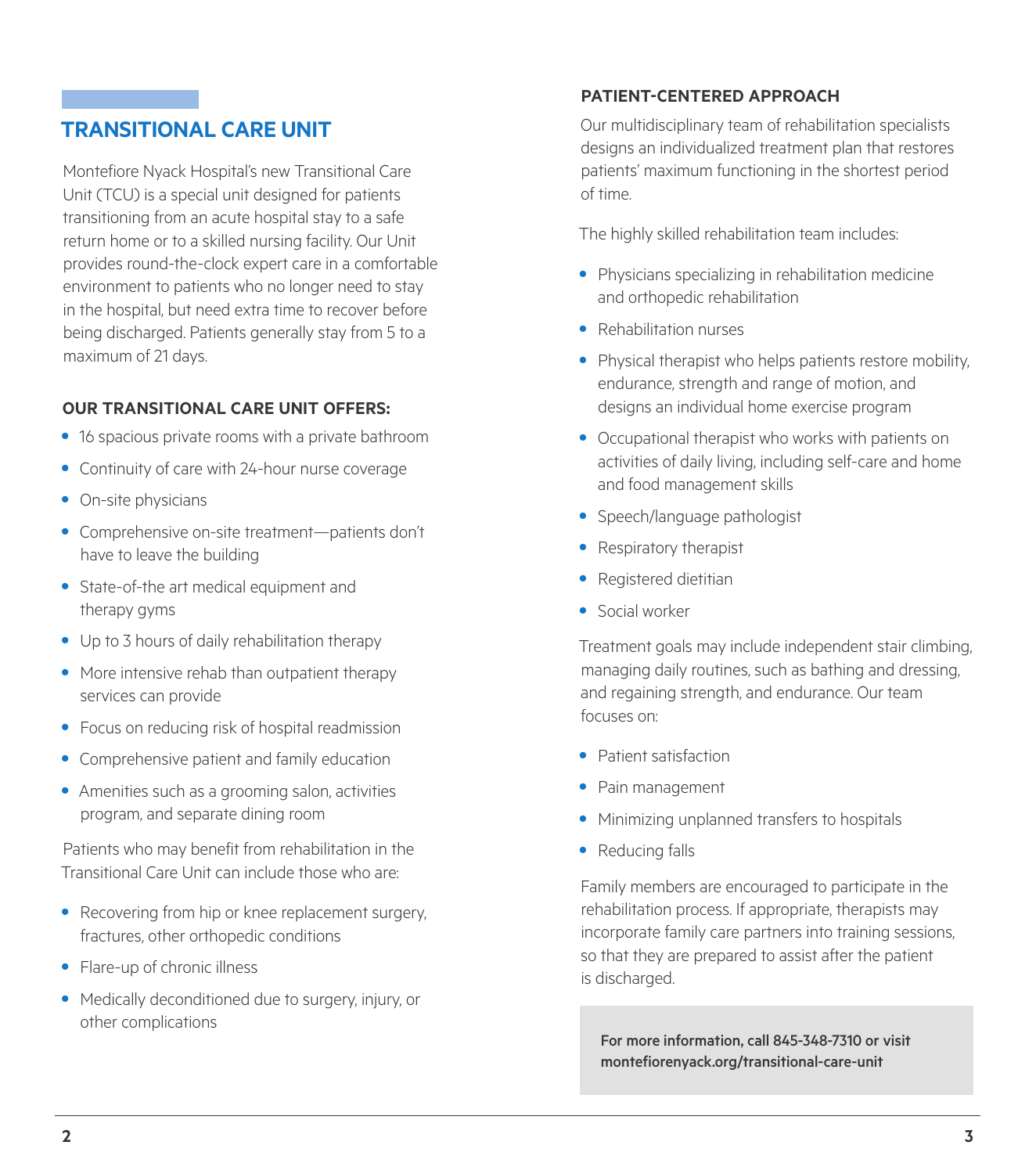## TRANSITIONAL CARE UNIT

Montefiore Nyack Hospital's new Transitional Care Unit (TCU) is a special unit designed for patients transitioning from an acute hospital stay to a safe return home or to a skilled nursing facility. Our Unit provides round-the-clock expert care in a comfortable environment to patients who no longer need to stay in the hospital, but need extra time to recover before being discharged. Patients generally stay from 5 to a maximum of 21 days.

### OUR TRANSITIONAL CARE UNIT OFFERS:

- 16 spacious private rooms with a private bathroom
- Continuity of care with 24-hour nurse coverage
- On-site physicians
- Comprehensive on-site treatment—patients don't have to leave the building
- State-of-the art medical equipment and therapy gyms
- Up to 3 hours of daily rehabilitation therapy
- More intensive rehab than outpatient therapy services can provide
- Focus on reducing risk of hospital readmission
- Comprehensive patient and family education
- Amenities such as a grooming salon, activities program, and separate dining room

Patients who may benefit from rehabilitation in the Transitional Care Unit can include those who are:

- Recovering from hip or knee replacement surgery, fractures, other orthopedic conditions
- Flare-up of chronic illness
- Medically deconditioned due to surgery, injury, or other complications

### PATIENT-CENTERED APPROACH

Our multidisciplinary team of rehabilitation specialists designs an individualized treatment plan that restores patients' maximum functioning in the shortest period of time.

The highly skilled rehabilitation team includes:

- Physicians specializing in rehabilitation medicine and orthopedic rehabilitation
- Rehabilitation nurses
- Physical therapist who helps patients restore mobility, endurance, strength and range of motion, and designs an individual home exercise program
- Occupational therapist who works with patients on activities of daily living, including self-care and home and food management skills
- Speech/language pathologist
- Respiratory therapist
- Registered dietitian
- Social worker

Treatment goals may include independent stair climbing, managing daily routines, such as bathing and dressing, and regaining strength, and endurance. Our team focuses on:

- Patient satisfaction
- Pain management
- Minimizing unplanned transfers to hospitals
- Reducing falls

Family members are encouraged to participate in the rehabilitation process. If appropriate, therapists may incorporate family care partners into training sessions, so that they are prepared to assist after the patient is discharged.

**For more information, call 845-348-7310 or visit montefiorenyack.org/transitional-care-unit**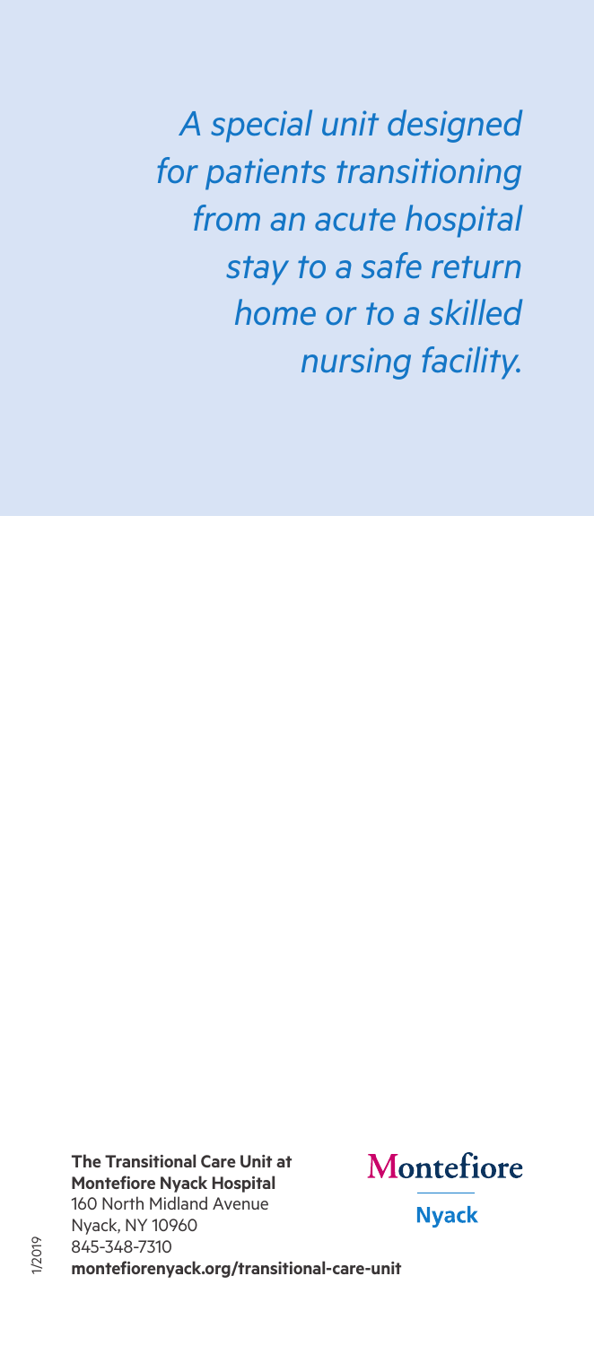*A special unit designed for patients transitioning from an acute hospital stay to a safe return home or to a skilled nursing facility.*

**The Transitional Care Unit at Montefiore Nyack Hospital**
160 North Midland Avenue
Nyack, NY 10960
845-348-7310
**montefiorenyack.org/transitional-care-unit**

Montefiore
Nyack

1/2019